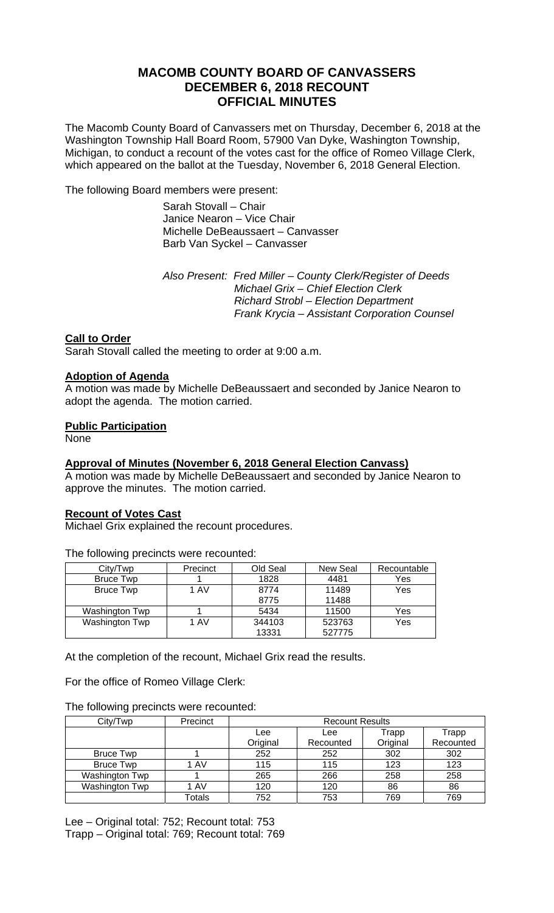# MACOMB COUNTY BOARD OF CANVASSERS
# DECEMBER 6, 2018 RECOUNT
# OFFICIAL MINUTES

The Macomb County Board of Canvassers met on Thursday, December 6, 2018 at the Washington Township Hall Board Room, 57900 Van Dyke, Washington Township, Michigan, to conduct a recount of the votes cast for the office of Romeo Village Clerk, which appeared on the ballot at the Tuesday, November 6, 2018 General Election.

The following Board members were present:

Sarah Stovall – Chair
Janice Nearon – Vice Chair
Michelle DeBeaussaert – Canvasser
Barb Van Syckel – Canvasser

*Also Present: Fred Miller – County Clerk/Register of Deeds*
*Michael Grix – Chief Election Clerk*
*Richard Strobl – Election Department*
*Frank Krycia – Assistant Corporation Counsel*

**Call to Order**

Sarah Stovall called the meeting to order at 9:00 a.m.

**Adoption of Agenda**

A motion was made by Michelle DeBeaussaert and seconded by Janice Nearon to adopt the agenda. The motion carried.

**Public Participation**

None

**Approval of Minutes (November 6, 2018 General Election Canvass)**

A motion was made by Michelle DeBeaussaert and seconded by Janice Nearon to approve the minutes. The motion carried.

**Recount of Votes Cast**

Michael Grix explained the recount procedures.

The following precincts were recounted:

| City/Twp | Precinct | Old Seal | New Seal | Recountable |
|---|---|---|---|---|
| Bruce Twp | 1 | 1828 | 4481 | Yes |
| Bruce Twp | 1 AV | 8774<br>8775 | 11489<br>11488 | Yes |
| Washington Twp | 1 | 5434 | 11500 | Yes |
| Washington Twp | 1 AV | 344103<br>13331 | 523763<br>527775 | Yes |

At the completion of the recount, Michael Grix read the results.

For the office of Romeo Village Clerk:

The following precincts were recounted:

| City/Twp | Precinct | Recount Results | | | |
|---|---|---|---|---|---|
| | | Lee Original | Lee Recounted | Trapp Original | Trapp Recounted |
| Bruce Twp | 1 | 252 | 252 | 302 | 302 |
| Bruce Twp | 1 AV | 115 | 115 | 123 | 123 |
| Washington Twp | 1 | 265 | 266 | 258 | 258 |
| Washington Twp | 1 AV | 120 | 120 | 86 | 86 |
| | Totals | 752 | 753 | 769 | 769 |

Lee – Original total: 752; Recount total: 753
Trapp – Original total: 769; Recount total: 769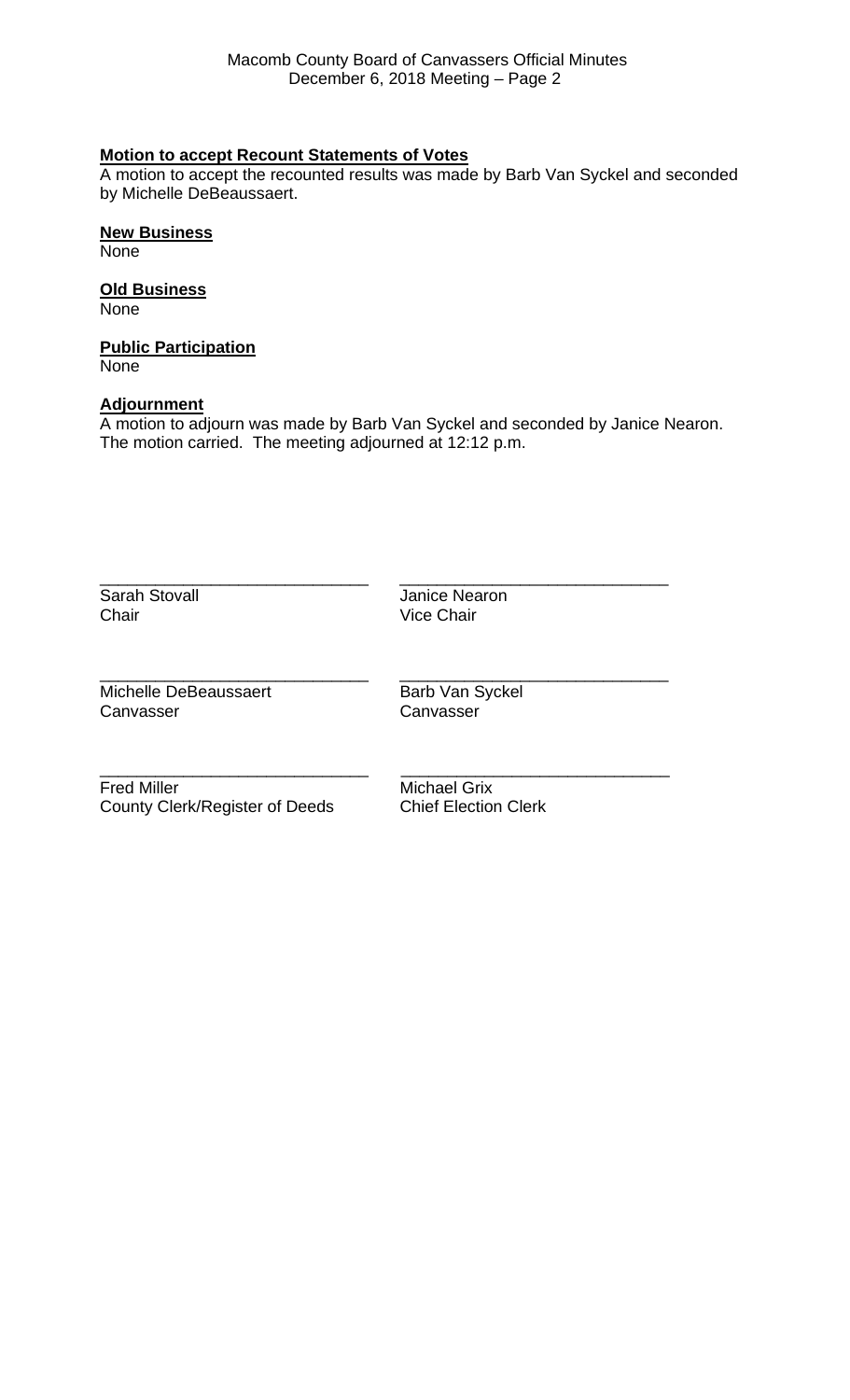**Motion to accept Recount Statements of Votes**

A motion to accept the recounted results was made by Barb Van Syckel and seconded by Michelle DeBeaussaert.

**New Business**

None

**Old Business**

None

**Public Participation**

None

**Adjournment**

A motion to adjourn was made by Barb Van Syckel and seconded by Janice Nearon. The motion carried. The meeting adjourned at 12:12 p.m.

| | |
|---|---|
| _____________________________ | _____________________________ |
| Sarah Stovall<br>Chair | Janice Nearon<br>Vice Chair |
| _____________________________ | _____________________________ |
| Michelle DeBeaussaert<br>Canvasser | Barb Van Syckel<br>Canvasser |
| _____________________________ | _____________________________ |
| Fred Miller<br>County Clerk/Register of Deeds | Michael Grix<br>Chief Election Clerk |